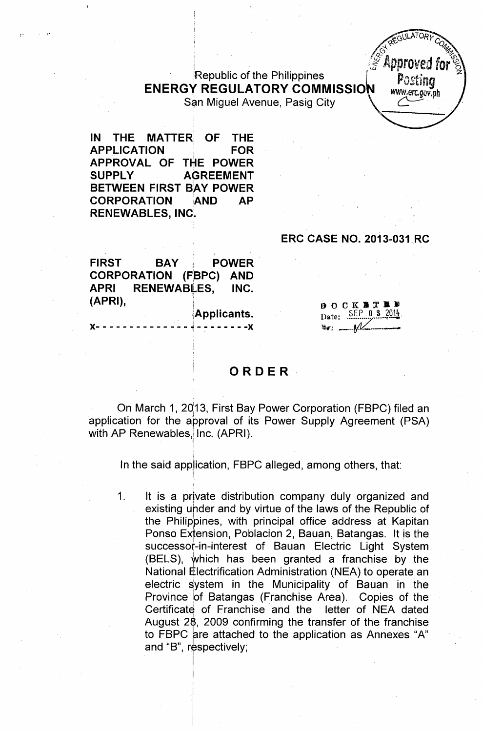Republic of the Philippines
**ENERGY REGULATORY COMMISSION**
San Miguel Avenue, Pasig City

**IN THE MATTER OF THE APPLICATION FOR APPROVAL OF THE POWER SUPPLY AGREEMENT BETWEEN FIRST BAY POWER CORPORATION AND AP RENEWABLES, INC.**

**ERC CASE NO. 2013-031 RC**

**FIRST BAY POWER CORPORATION (FBPC) AND APRI RENEWABLES, INC. (APRI),**

**Applicants.**

x- - - - - - - - - - - - - - - - - - - - - - - -x

DOCKETED
Date: SEP 03 2014

# ORDER

On March 1, 2013, First Bay Power Corporation (FBPC) filed an application for the approval of its Power Supply Agreement (PSA) with AP Renewables, Inc. (APRI).

In the said application, FBPC alleged, among others, that:

1. It is a private distribution company duly organized and existing under and by virtue of the laws of the Republic of the Philippines, with principal office address at Kapitan Ponso Extension, Poblacion 2, Bauan, Batangas. It is the successor-in-interest of Bauan Electric Light System (BELS), which has been granted a franchise by the National Electrification Administration (NEA) to operate an electric system in the Municipality of Bauan in the Province of Batangas (Franchise Area). Copies of the Certificate of Franchise and the letter of NEA dated August 28, 2009 confirming the transfer of the franchise to FBPC are attached to the application as Annexes "A" and "B", respectively;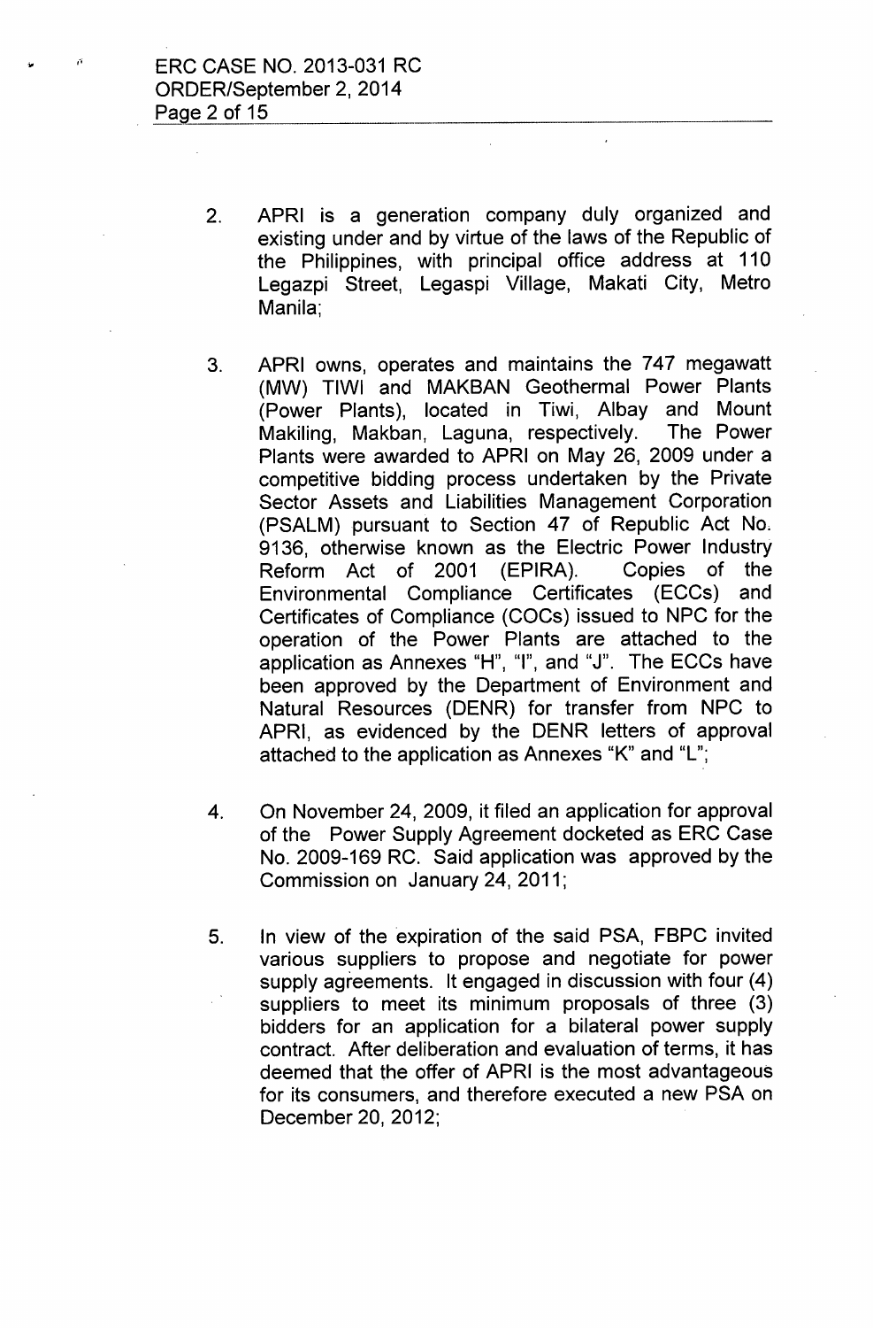2. APRI is a generation company duly organized and existing under and by virtue of the laws of the Republic of the Philippines, with principal office address at 110 Legazpi Street, Legaspi Village, Makati City, Metro Manila;

3. APRI owns, operates and maintains the 747 megawatt (MW) TIWI and MAKBAN Geothermal Power Plants (Power Plants), located in Tiwi, Albay and Mount Makiling, Makban, Laguna, respectively. The Power Plants were awarded to APRI on May 26, 2009 under a competitive bidding process undertaken by the Private Sector Assets and Liabilities Management Corporation (PSALM) pursuant to Section 47 of Republic Act No. 9136, otherwise known as the Electric Power Industry Reform Act of 2001 (EPIRA). Copies of the Environmental Compliance Certificates (ECCs) and Certificates of Compliance (COCs) issued to NPC for the operation of the Power Plants are attached to the application as Annexes "H", "I", and "J". The ECCs have been approved by the Department of Environment and Natural Resources (DENR) for transfer from NPC to APRI, as evidenced by the DENR letters of approval attached to the application as Annexes "K" and "L";

4. On November 24, 2009, it filed an application for approval of the Power Supply Agreement docketed as ERC Case No. 2009-169 RC. Said application was approved by the Commission on January 24, 2011;

5. In view of the expiration of the said PSA, FBPC invited various suppliers to propose and negotiate for power supply agreements. It engaged in discussion with four (4) suppliers to meet its minimum proposals of three (3) bidders for an application for a bilateral power supply contract. After deliberation and evaluation of terms, it has deemed that the offer of APRI is the most advantageous for its consumers, and therefore executed a new PSA on December 20, 2012;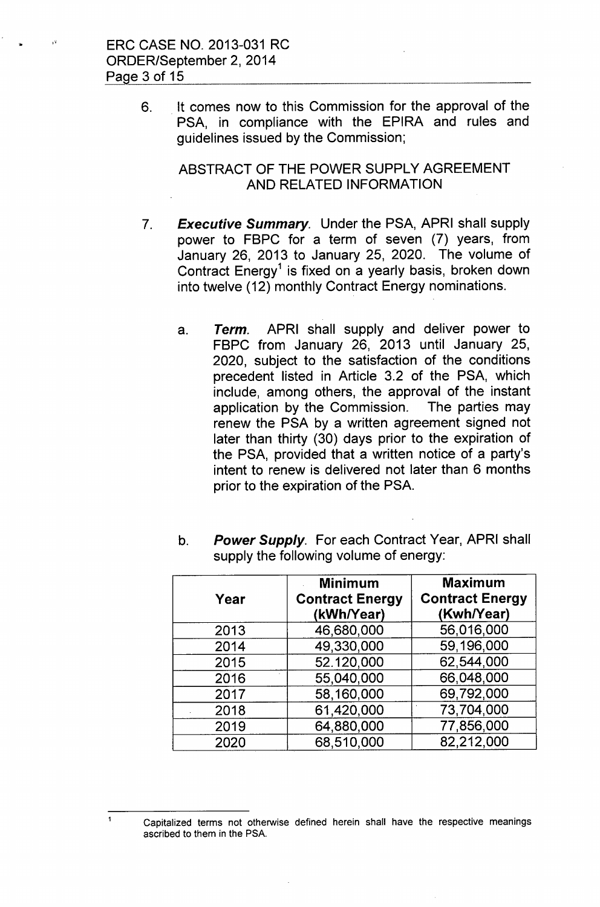6. It comes now to this Commission for the approval of the PSA, in compliance with the EPIRA and rules and guidelines issued by the Commission;

## ABSTRACT OF THE POWER SUPPLY AGREEMENT AND RELATED INFORMATION

7. ***Executive Summary***. Under the PSA, APRI shall supply power to FBPC for a term of seven (7) years, from January 26, 2013 to January 25, 2020. The volume of Contract Energy[1] is fixed on a yearly basis, broken down into twelve (12) monthly Contract Energy nominations.

   a. ***Term***. APRI shall supply and deliver power to FBPC from January 26, 2013 until January 25, 2020, subject to the satisfaction of the conditions precedent listed in Article 3.2 of the PSA, which include, among others, the approval of the instant application by the Commission. The parties may renew the PSA by a written agreement signed not later than thirty (30) days prior to the expiration of the PSA, provided that a written notice of a party's intent to renew is delivered not later than 6 months prior to the expiration of the PSA.

   b. ***Power Supply***. For each Contract Year, APRI shall supply the following volume of energy:

| Year | Minimum Contract Energy (kWh/Year) | Maximum Contract Energy (Kwh/Year) |
|---|---|---|
| 2013 | 46,680,000 | 56,016,000 |
| 2014 | 49,330,000 | 59,196,000 |
| 2015 | 52.120,000 | 62,544,000 |
| 2016 | 55,040,000 | 66,048,000 |
| 2017 | 58,160,000 | 69,792,000 |
| 2018 | 61,420,000 | 73,704,000 |
| 2019 | 64,880,000 | 77,856,000 |
| 2020 | 68,510,000 | 82,212,000 |

[1] Capitalized terms not otherwise defined herein shall have the respective meanings ascribed to them in the PSA.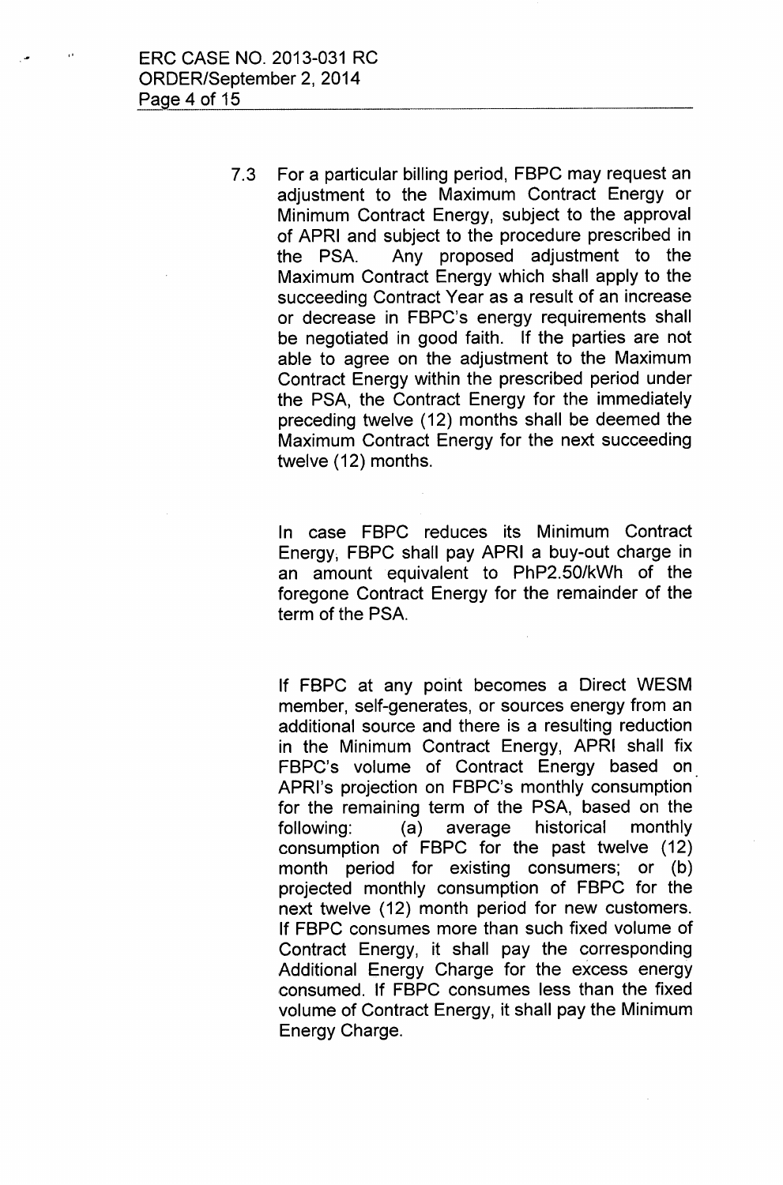7.3 For a particular billing period, FBPC may request an adjustment to the Maximum Contract Energy or Minimum Contract Energy, subject to the approval of APRI and subject to the procedure prescribed in the PSA. Any proposed adjustment to the Maximum Contract Energy which shall apply to the succeeding Contract Year as a result of an increase or decrease in FBPC's energy requirements shall be negotiated in good faith. If the parties are not able to agree on the adjustment to the Maximum Contract Energy within the prescribed period under the PSA, the Contract Energy for the immediately preceding twelve (12) months shall be deemed the Maximum Contract Energy for the next succeeding twelve (12) months.

In case FBPC reduces its Minimum Contract Energy, FBPC shall pay APRI a buy-out charge in an amount equivalent to PhP2.50/kWh of the foregone Contract Energy for the remainder of the term of the PSA.

If FBPC at any point becomes a Direct WESM member, self-generates, or sources energy from an additional source and there is a resulting reduction in the Minimum Contract Energy, APRI shall fix FBPC's volume of Contract Energy based on APRI's projection on FBPC's monthly consumption for the remaining term of the PSA, based on the following: (a) average historical monthly consumption of FBPC for the past twelve (12) month period for existing consumers; or (b) projected monthly consumption of FBPC for the next twelve (12) month period for new customers. If FBPC consumes more than such fixed volume of Contract Energy, it shall pay the corresponding Additional Energy Charge for the excess energy consumed. If FBPC consumes less than the fixed volume of Contract Energy, it shall pay the Minimum Energy Charge.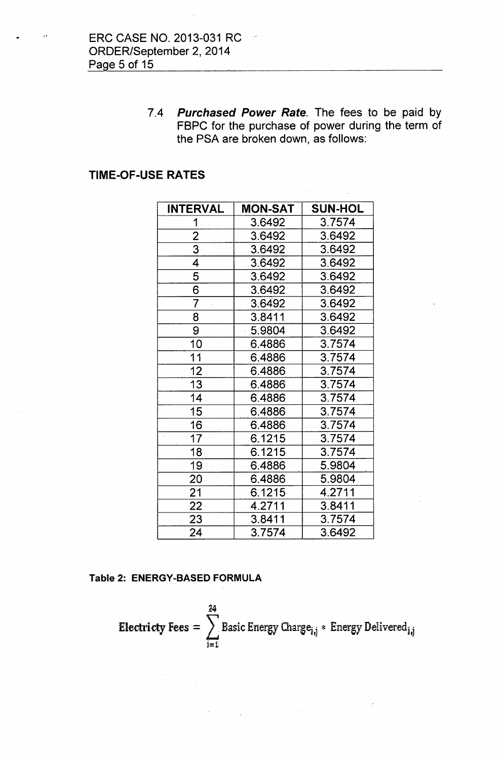7.4 ***Purchased Power Rate.*** The fees to be paid by FBPC for the purchase of power during the term of the PSA are broken down, as follows:

**TIME-OF-USE RATES**

| INTERVAL | MON-SAT | SUN-HOL |
|---|---|---|
| 1 | 3.6492 | 3.7574 |
| 2 | 3.6492 | 3.6492 |
| 3 | 3.6492 | 3.6492 |
| 4 | 3.6492 | 3.6492 |
| 5 | 3.6492 | 3.6492 |
| 6 | 3.6492 | 3.6492 |
| 7 | 3.6492 | 3.6492 |
| 8 | 3.8411 | 3.6492 |
| 9 | 5.9804 | 3.6492 |
| 10 | 6.4886 | 3.7574 |
| 11 | 6.4886 | 3.7574 |
| 12 | 6.4886 | 3.7574 |
| 13 | 6.4886 | 3.7574 |
| 14 | 6.4886 | 3.7574 |
| 15 | 6.4886 | 3.7574 |
| 16 | 6.4886 | 3.7574 |
| 17 | 6.1215 | 3.7574 |
| 18 | 6.1215 | 3.7574 |
| 19 | 6.4886 | 5.9804 |
| 20 | 6.4886 | 5.9804 |
| 21 | 6.1215 | 4.2711 |
| 22 | 4.2711 | 3.8411 |
| 23 | 3.8411 | 3.7574 |
| 24 | 3.7574 | 3.6492 |

**Table 2: ENERGY-BASED FORMULA**

$$\text{Electricty Fees} = \sum_{i=1}^{24} \text{Basic Energy Charge}_{i,j} * \text{Energy Delivered}_{i,j}$$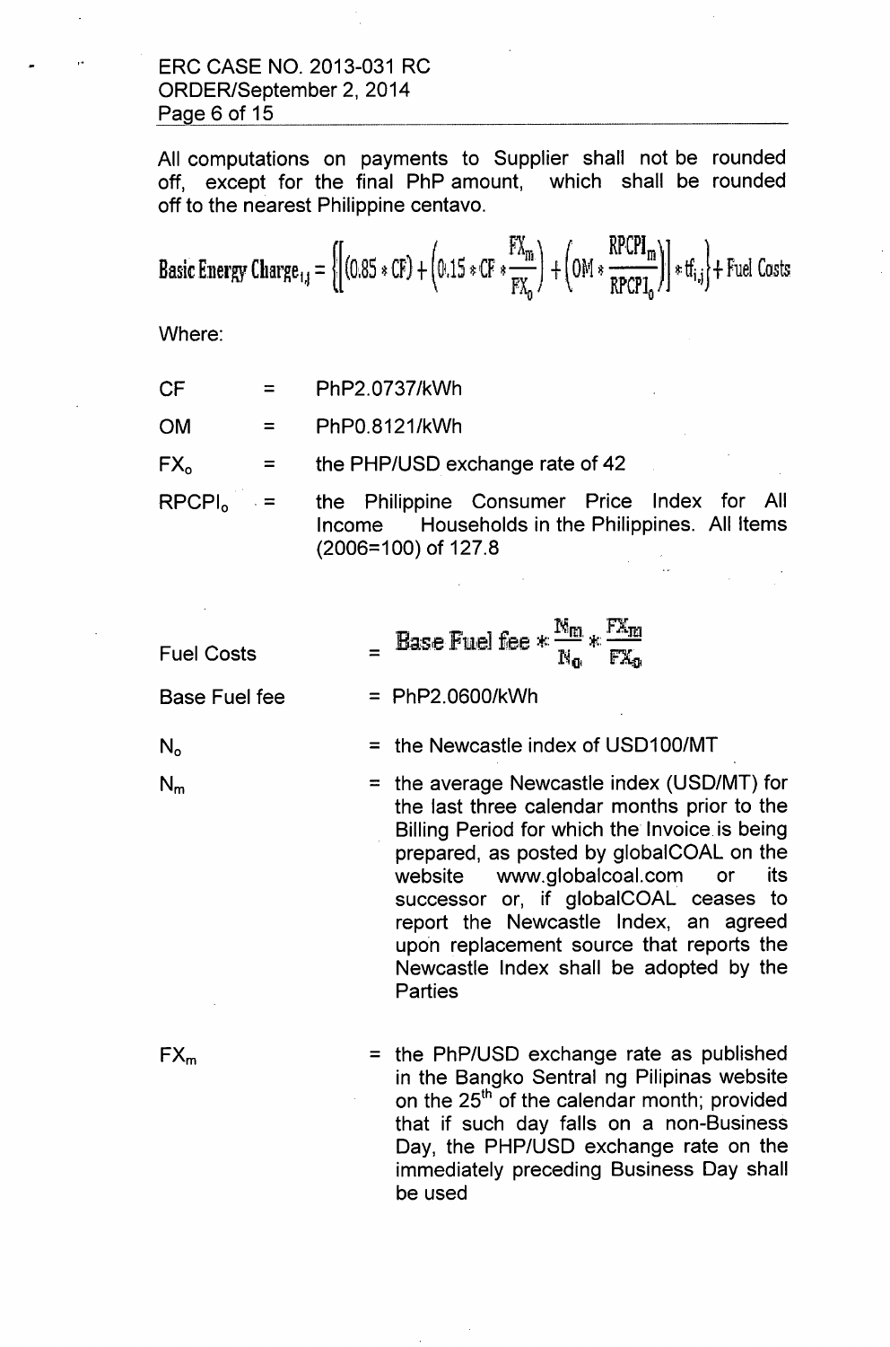All computations on payments to Supplier shall not be rounded off, except for the final PhP amount, which shall be rounded off to the nearest Philippine centavo.

$$\text{Basic Energy Charge}_{i,j} = \left\{\left[(0.85 * CF) + \left(0.15 * CF * \frac{FX_m}{FX_0}\right) + \left(OM * \frac{RPCPI_m}{RPCPI_0}\right)\right] * tf_{i,j}\right\} + \text{Fuel Costs}$$

Where:

| | | |
|---|---|---|
| CF | = | PhP2.0737/kWh |
| OM | = | PhP0.8121/kWh |
| $FX_o$ | = | the PHP/USD exchange rate of 42 |
| $RPCPI_o$ | = | the Philippine Consumer Price Index for All Income Households in the Philippines. All Items (2006=100) of 127.8 |

Fuel Costs = $\text{Base Fuel fee} * \frac{N_m}{N_0} * \frac{FX_m}{FX_0}$

Base Fuel fee = PhP2.0600/kWh

$N_o$ = the Newcastle index of USD100/MT

$N_m$ = the average Newcastle index (USD/MT) for the last three calendar months prior to the Billing Period for which the Invoice is being prepared, as posted by globalCOAL on the website www.globalcoal.com or its successor or, if globalCOAL ceases to report the Newcastle Index, an agreed upon replacement source that reports the Newcastle Index shall be adopted by the Parties

$FX_m$ = the PhP/USD exchange rate as published in the Bangko Sentral ng Pilipinas website on the 25th of the calendar month; provided that if such day falls on a non-Business Day, the PHP/USD exchange rate on the immediately preceding Business Day shall be used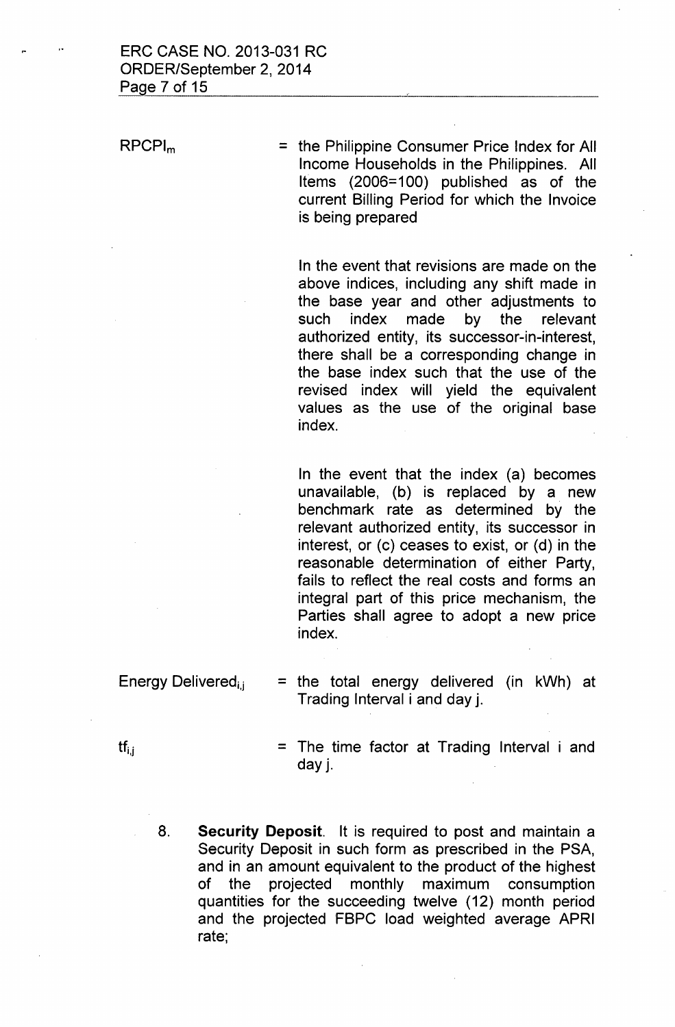$RPCPI_m$ = the Philippine Consumer Price Index for All Income Households in the Philippines. All Items (2006=100) published as of the current Billing Period for which the Invoice is being prepared

In the event that revisions are made on the above indices, including any shift made in the base year and other adjustments to such index made by the relevant authorized entity, its successor-in-interest, there shall be a corresponding change in the base index such that the use of the revised index will yield the equivalent values as the use of the original base index.

In the event that the index (a) becomes unavailable, (b) is replaced by a new benchmark rate as determined by the relevant authorized entity, its successor in interest, or (c) ceases to exist, or (d) in the reasonable determination of either Party, fails to reflect the real costs and forms an integral part of this price mechanism, the Parties shall agree to adopt a new price index.

$\text{Energy Delivered}_{i,j}$ = the total energy delivered (in kWh) at Trading Interval i and day j.

$tf_{i,j}$ = The time factor at Trading Interval i and day j.

8. **Security Deposit**. It is required to post and maintain a Security Deposit in such form as prescribed in the PSA, and in an amount equivalent to the product of the highest of the projected monthly maximum consumption quantities for the succeeding twelve (12) month period and the projected FBPC load weighted average APRI rate;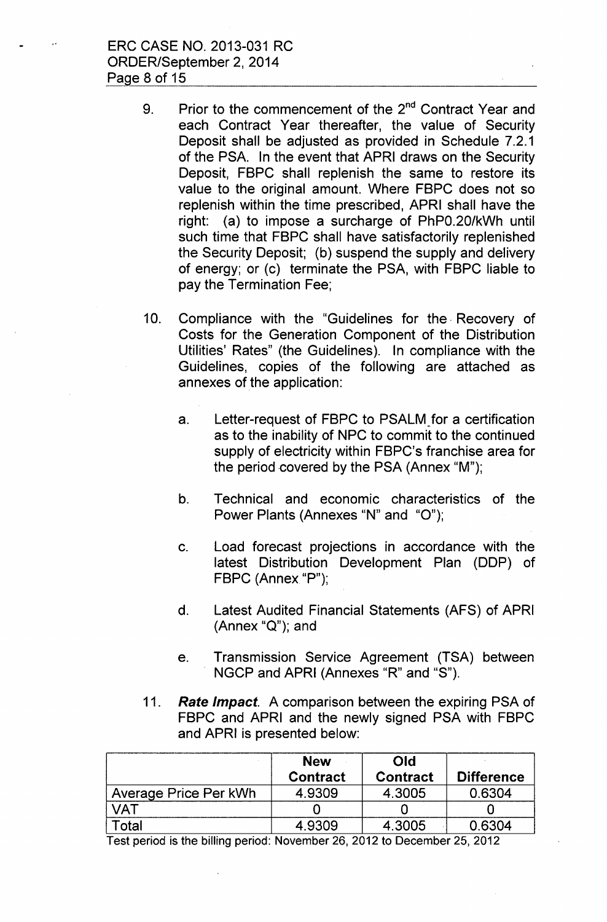9. Prior to the commencement of the 2nd Contract Year and each Contract Year thereafter, the value of Security Deposit shall be adjusted as provided in Schedule 7.2.1 of the PSA. In the event that APRI draws on the Security Deposit, FBPC shall replenish the same to restore its value to the original amount. Where FBPC does not so replenish within the time prescribed, APRI shall have the right: (a) to impose a surcharge of PhP0.20/kWh until such time that FBPC shall have satisfactorily replenished the Security Deposit; (b) suspend the supply and delivery of energy; or (c) terminate the PSA, with FBPC liable to pay the Termination Fee;

10. Compliance with the "Guidelines for the Recovery of Costs for the Generation Component of the Distribution Utilities' Rates" (the Guidelines). In compliance with the Guidelines, copies of the following are attached as annexes of the application:

    a. Letter-request of FBPC to PSALM for a certification as to the inability of NPC to commit to the continued supply of electricity within FBPC's franchise area for the period covered by the PSA (Annex "M");

    b. Technical and economic characteristics of the Power Plants (Annexes "N" and "O");

    c. Load forecast projections in accordance with the latest Distribution Development Plan (DDP) of FBPC (Annex "P");

    d. Latest Audited Financial Statements (AFS) of APRI (Annex "Q"); and

    e. Transmission Service Agreement (TSA) between NGCP and APRI (Annexes "R" and "S").

11. ***Rate Impact***. A comparison between the expiring PSA of FBPC and APRI and the newly signed PSA with FBPC and APRI is presented below:

| | New Contract | Old Contract | Difference |
|---|---|---|---|
| Average Price Per kWh | 4.9309 | 4.3005 | 0.6304 |
| VAT | 0 | 0 | 0 |
| Total | 4.9309 | 4.3005 | 0.6304 |

Test period is the billing period: November 26, 2012 to December 25, 2012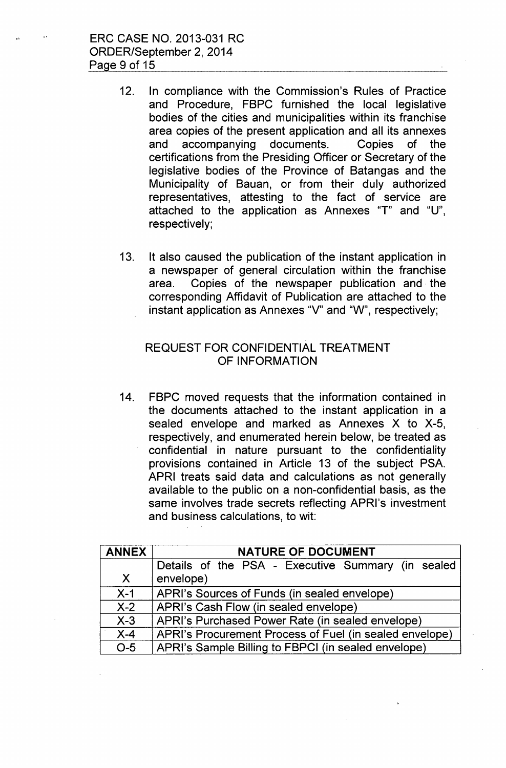12. In compliance with the Commission's Rules of Practice and Procedure, FBPC furnished the local legislative bodies of the cities and municipalities within its franchise area copies of the present application and all its annexes and accompanying documents. Copies of the certifications from the Presiding Officer or Secretary of the legislative bodies of the Province of Batangas and the Municipality of Bauan, or from their duly authorized representatives, attesting to the fact of service are attached to the application as Annexes "T" and "U", respectively;

13. It also caused the publication of the instant application in a newspaper of general circulation within the franchise area. Copies of the newspaper publication and the corresponding Affidavit of Publication are attached to the instant application as Annexes "V" and "W", respectively;

REQUEST FOR CONFIDENTIAL TREATMENT OF INFORMATION

14. FBPC moved requests that the information contained in the documents attached to the instant application in a sealed envelope and marked as Annexes X to X-5, respectively, and enumerated herein below, be treated as confidential in nature pursuant to the confidentiality provisions contained in Article 13 of the subject PSA. APRI treats said data and calculations as not generally available to the public on a non-confidential basis, as the same involves trade secrets reflecting APRI's investment and business calculations, to wit:

| ANNEX | NATURE OF DOCUMENT |
|---|---|
| X | Details of the PSA - Executive Summary (in sealed envelope) |
| X-1 | APRI's Sources of Funds (in sealed envelope) |
| X-2 | APRI's Cash Flow (in sealed envelope) |
| X-3 | APRI's Purchased Power Rate (in sealed envelope) |
| X-4 | APRI's Procurement Process of Fuel (in sealed envelope) |
| O-5 | APRI's Sample Billing to FBPCI (in sealed envelope) |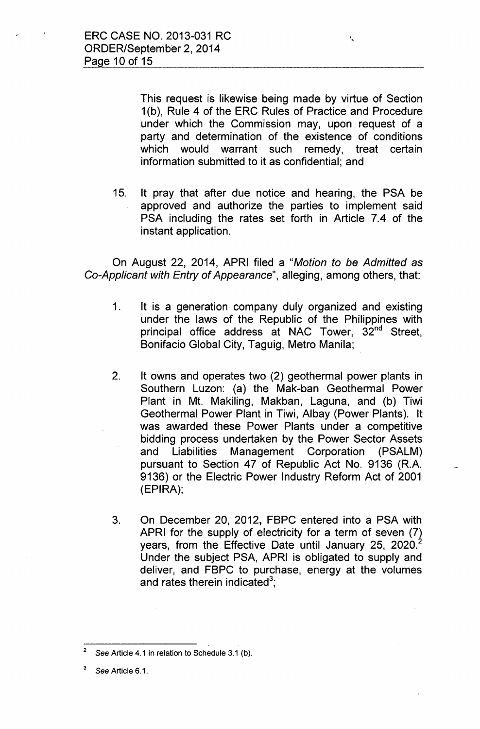This request is likewise being made by virtue of Section 1(b), Rule 4 of the ERC Rules of Practice and Procedure under which the Commission may, upon request of a party and determination of the existence of conditions which would warrant such remedy, treat certain information submitted to it as confidential; and

15. It pray that after due notice and hearing, the PSA be approved and authorize the parties to implement said PSA including the rates set forth in Article 7.4 of the instant application.

On August 22, 2014, APRI filed a "*Motion to be Admitted as Co-Applicant with Entry of Appearance*", alleging, among others, that:

1. It is a generation company duly organized and existing under the laws of the Republic of the Philippines with principal office address at NAC Tower, 32nd Street, Bonifacio Global City, Taguig, Metro Manila;

2. It owns and operates two (2) geothermal power plants in Southern Luzon: (a) the Mak-ban Geothermal Power Plant in Mt. Makiling, Makban, Laguna, and (b) Tiwi Geothermal Power Plant in Tiwi, Albay (Power Plants). It was awarded these Power Plants under a competitive bidding process undertaken by the Power Sector Assets and Liabilities Management Corporation (PSALM) pursuant to Section 47 of Republic Act No. 9136 (R.A. 9136) or the Electric Power Industry Reform Act of 2001 (EPIRA);

3. On December 20, 2012, FBPC entered into a PSA with APRI for the supply of electricity for a term of seven (7) years, from the Effective Date until January 25, 2020.[2] Under the subject PSA, APRI is obligated to supply and deliver, and FBPC to purchase, energy at the volumes and rates therein indicated[3];

---

[2] *See* Article 4.1 in relation to Schedule 3.1 (b).

[3] *See* Article 6.1.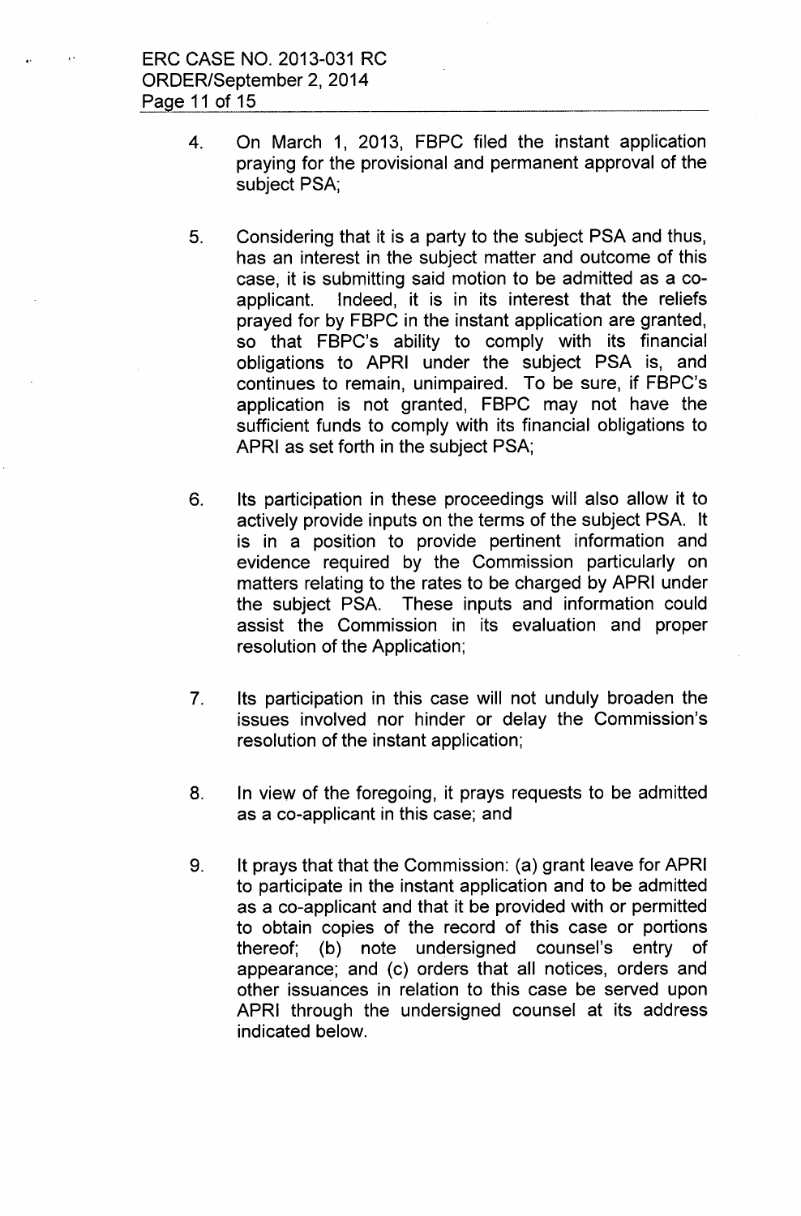4. On March 1, 2013, FBPC filed the instant application praying for the provisional and permanent approval of the subject PSA;

5. Considering that it is a party to the subject PSA and thus, has an interest in the subject matter and outcome of this case, it is submitting said motion to be admitted as a co-applicant. Indeed, it is in its interest that the reliefs prayed for by FBPC in the instant application are granted, so that FBPC's ability to comply with its financial obligations to APRI under the subject PSA is, and continues to remain, unimpaired. To be sure, if FBPC's application is not granted, FBPC may not have the sufficient funds to comply with its financial obligations to APRI as set forth in the subject PSA;

6. Its participation in these proceedings will also allow it to actively provide inputs on the terms of the subject PSA. It is in a position to provide pertinent information and evidence required by the Commission particularly on matters relating to the rates to be charged by APRI under the subject PSA. These inputs and information could assist the Commission in its evaluation and proper resolution of the Application;

7. Its participation in this case will not unduly broaden the issues involved nor hinder or delay the Commission's resolution of the instant application;

8. In view of the foregoing, it prays requests to be admitted as a co-applicant in this case; and

9. It prays that that the Commission: (a) grant leave for APRI to participate in the instant application and to be admitted as a co-applicant and that it be provided with or permitted to obtain copies of the record of this case or portions thereof; (b) note undersigned counsel's entry of appearance; and (c) orders that all notices, orders and other issuances in relation to this case be served upon APRI through the undersigned counsel at its address indicated below.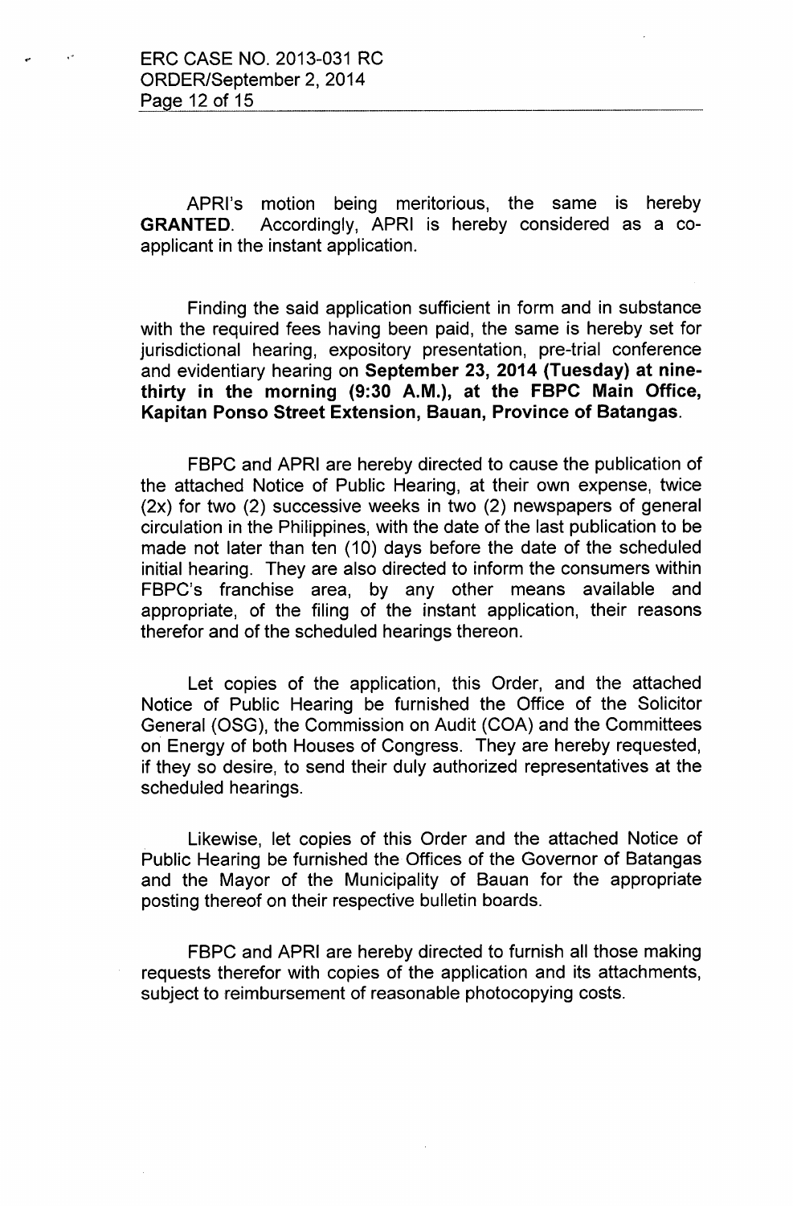APRI's motion being meritorious, the same is hereby **GRANTED**. Accordingly, APRI is hereby considered as a co-applicant in the instant application.

Finding the said application sufficient in form and in substance with the required fees having been paid, the same is hereby set for jurisdictional hearing, expository presentation, pre-trial conference and evidentiary hearing on **September 23, 2014 (Tuesday) at nine-thirty in the morning (9:30 A.M.), at the FBPC Main Office, Kapitan Ponso Street Extension, Bauan, Province of Batangas**.

FBPC and APRI are hereby directed to cause the publication of the attached Notice of Public Hearing, at their own expense, twice (2x) for two (2) successive weeks in two (2) newspapers of general circulation in the Philippines, with the date of the last publication to be made not later than ten (10) days before the date of the scheduled initial hearing. They are also directed to inform the consumers within FBPC's franchise area, by any other means available and appropriate, of the filing of the instant application, their reasons therefor and of the scheduled hearings thereon.

Let copies of the application, this Order, and the attached Notice of Public Hearing be furnished the Office of the Solicitor General (OSG), the Commission on Audit (COA) and the Committees on Energy of both Houses of Congress. They are hereby requested, if they so desire, to send their duly authorized representatives at the scheduled hearings.

Likewise, let copies of this Order and the attached Notice of Public Hearing be furnished the Offices of the Governor of Batangas and the Mayor of the Municipality of Bauan for the appropriate posting thereof on their respective bulletin boards.

FBPC and APRI are hereby directed to furnish all those making requests therefor with copies of the application and its attachments, subject to reimbursement of reasonable photocopying costs.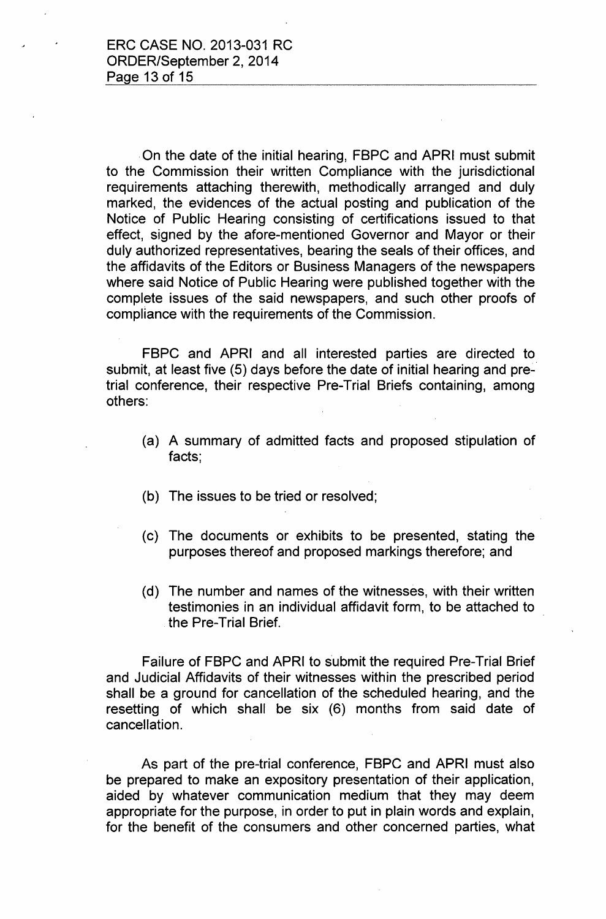On the date of the initial hearing, FBPC and APRI must submit to the Commission their written Compliance with the jurisdictional requirements attaching therewith, methodically arranged and duly marked, the evidences of the actual posting and publication of the Notice of Public Hearing consisting of certifications issued to that effect, signed by the afore-mentioned Governor and Mayor or their duly authorized representatives, bearing the seals of their offices, and the affidavits of the Editors or Business Managers of the newspapers where said Notice of Public Hearing were published together with the complete issues of the said newspapers, and such other proofs of compliance with the requirements of the Commission.

FBPC and APRI and all interested parties are directed to submit, at least five (5) days before the date of initial hearing and pre-trial conference, their respective Pre-Trial Briefs containing, among others:

(a) A summary of admitted facts and proposed stipulation of facts;

(b) The issues to be tried or resolved;

(c) The documents or exhibits to be presented, stating the purposes thereof and proposed markings therefore; and

(d) The number and names of the witnesses, with their written testimonies in an individual affidavit form, to be attached to the Pre-Trial Brief.

Failure of FBPC and APRI to submit the required Pre-Trial Brief and Judicial Affidavits of their witnesses within the prescribed period shall be a ground for cancellation of the scheduled hearing, and the resetting of which shall be six (6) months from said date of cancellation.

As part of the pre-trial conference, FBPC and APRI must also be prepared to make an expository presentation of their application, aided by whatever communication medium that they may deem appropriate for the purpose, in order to put in plain words and explain, for the benefit of the consumers and other concerned parties, what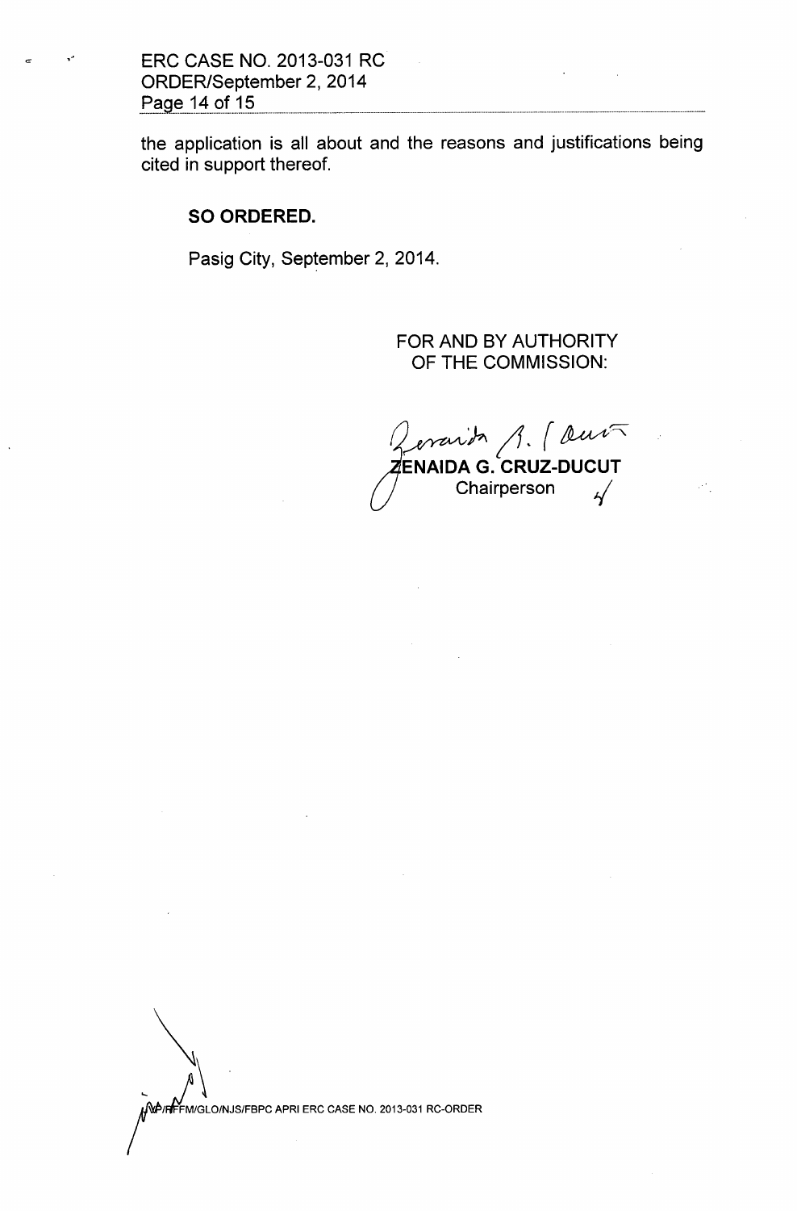the application is all about and the reasons and justifications being cited in support thereof.

**SO ORDERED.**

Pasig City, September 2, 2014.

FOR AND BY AUTHORITY OF THE COMMISSION:

**ZENAIDA G. CRUZ-DUCUT**
Chairperson

WP/RFFM/GLO/NJS/FBPC APRI ERC CASE NO. 2013-031 RC-ORDER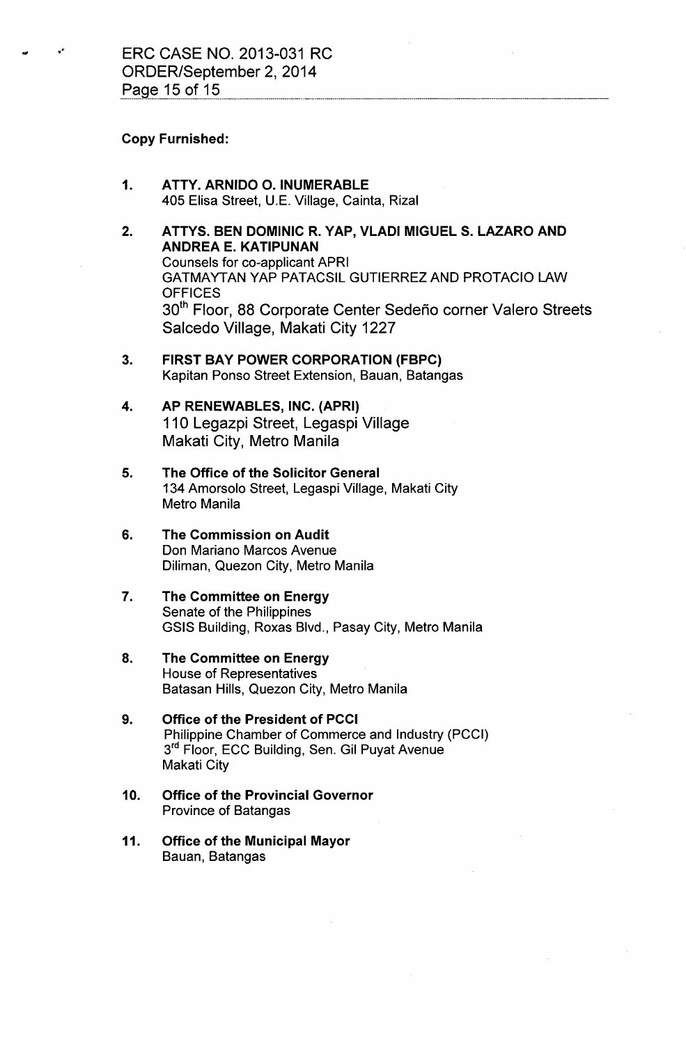**Copy Furnished:**

1. **ATTY. ARNIDO O. INUMERABLE**
   405 Elisa Street, U.E. Village, Cainta, Rizal

2. **ATTYS. BEN DOMINIC R. YAP, VLADI MIGUEL S. LAZARO AND ANDREA E. KATIPUNAN**
   Counsels for co-applicant APRI
   GATMAYTAN YAP PATACSIL GUTIERREZ AND PROTACIO LAW OFFICES
   30th Floor, 88 Corporate Center Sedeño corner Valero Streets
   Salcedo Village, Makati City 1227

3. **FIRST BAY POWER CORPORATION (FBPC)**
   Kapitan Ponso Street Extension, Bauan, Batangas

4. **AP RENEWABLES, INC. (APRI)**
   110 Legazpi Street, Legaspi Village
   Makati City, Metro Manila

5. **The Office of the Solicitor General**
   134 Amorsolo Street, Legaspi Village, Makati City
   Metro Manila

6. **The Commission on Audit**
   Don Mariano Marcos Avenue
   Diliman, Quezon City, Metro Manila

7. **The Committee on Energy**
   Senate of the Philippines
   GSIS Building, Roxas Blvd., Pasay City, Metro Manila

8. **The Committee on Energy**
   House of Representatives
   Batasan Hills, Quezon City, Metro Manila

9. **Office of the President of PCCI**
   Philippine Chamber of Commerce and Industry (PCCI)
   3rd Floor, ECC Building, Sen. Gil Puyat Avenue
   Makati City

10. **Office of the Provincial Governor**
    Province of Batangas

11. **Office of the Municipal Mayor**
    Bauan, Batangas